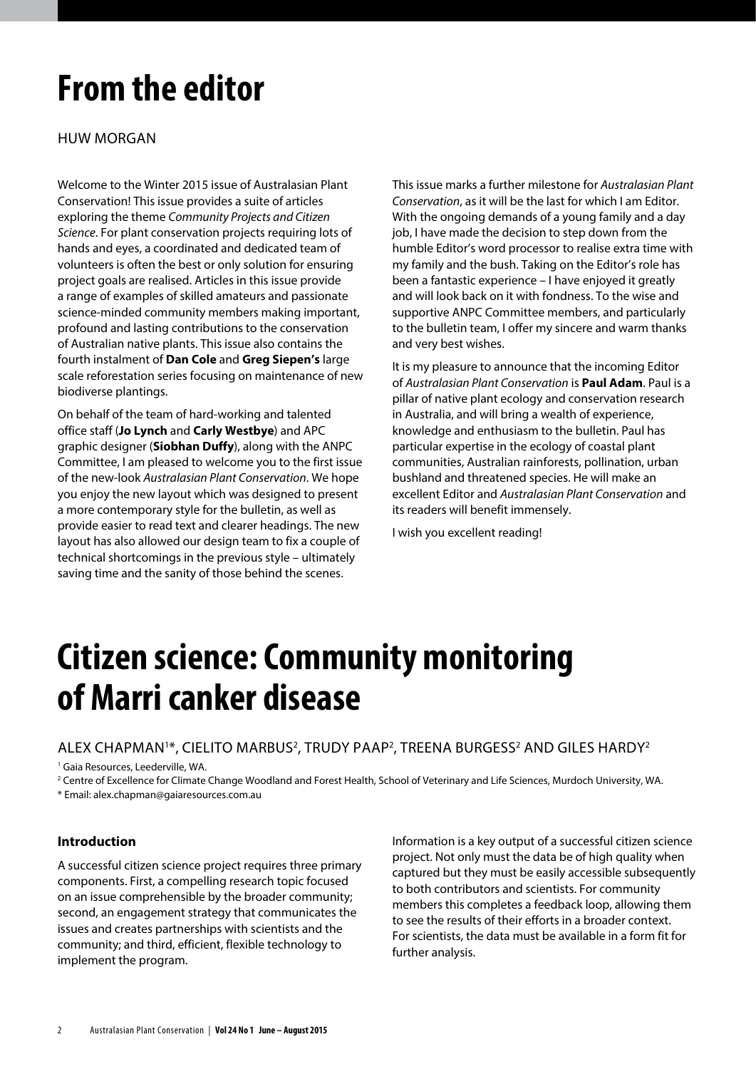# From the editor

HUW MORGAN

Welcome to the Winter 2015 issue of Australasian Plant Conservation! This issue provides a suite of articles exploring the theme *Community Projects and Citizen Science*. For plant conservation projects requiring lots of hands and eyes, a coordinated and dedicated team of volunteers is often the best or only solution for ensuring project goals are realised. Articles in this issue provide a range of examples of skilled amateurs and passionate science-minded community members making important, profound and lasting contributions to the conservation of Australian native plants. This issue also contains the fourth instalment of **Dan Cole** and **Greg Siepen's** large scale reforestation series focusing on maintenance of new biodiverse plantings.

On behalf of the team of hard-working and talented office staff (**Jo Lynch** and **Carly Westbye**) and APC graphic designer (**Siobhan Duffy**), along with the ANPC Committee, I am pleased to welcome you to the first issue of the new-look *Australasian Plant Conservation*. We hope you enjoy the new layout which was designed to present a more contemporary style for the bulletin, as well as provide easier to read text and clearer headings. The new layout has also allowed our design team to fix a couple of technical shortcomings in the previous style – ultimately saving time and the sanity of those behind the scenes.

This issue marks a further milestone for *Australasian Plant Conservation*, as it will be the last for which I am Editor. With the ongoing demands of a young family and a day job, I have made the decision to step down from the humble Editor's word processor to realise extra time with my family and the bush. Taking on the Editor's role has been a fantastic experience – I have enjoyed it greatly and will look back on it with fondness. To the wise and supportive ANPC Committee members, and particularly to the bulletin team, I offer my sincere and warm thanks and very best wishes.

It is my pleasure to announce that the incoming Editor of *Australasian Plant Conservation* is **Paul Adam**. Paul is a pillar of native plant ecology and conservation research in Australia, and will bring a wealth of experience, knowledge and enthusiasm to the bulletin. Paul has particular expertise in the ecology of coastal plant communities, Australian rainforests, pollination, urban bushland and threatened species. He will make an excellent Editor and *Australasian Plant Conservation* and its readers will benefit immensely.

I wish you excellent reading!

# Citizen science: Community monitoring of Marri canker disease

ALEX CHAPMAN[1]*, CIELITO MARBUS[2], TRUDY PAAP[2], TREENA BURGESS[2] AND GILES HARDY[2]

[1] Gaia Resources, Leederville, WA.

[2] Centre of Excellence for Climate Change Woodland and Forest Health, School of Veterinary and Life Sciences, Murdoch University, WA.

* Email: alex.chapman@gaiaresources.com.au

### Introduction

A successful citizen science project requires three primary components. First, a compelling research topic focused on an issue comprehensible by the broader community; second, an engagement strategy that communicates the issues and creates partnerships with scientists and the community; and third, efficient, flexible technology to implement the program.

Information is a key output of a successful citizen science project. Not only must the data be of high quality when captured but they must be easily accessible subsequently to both contributors and scientists. For community members this completes a feedback loop, allowing them to see the results of their efforts in a broader context. For scientists, the data must be available in a form fit for further analysis.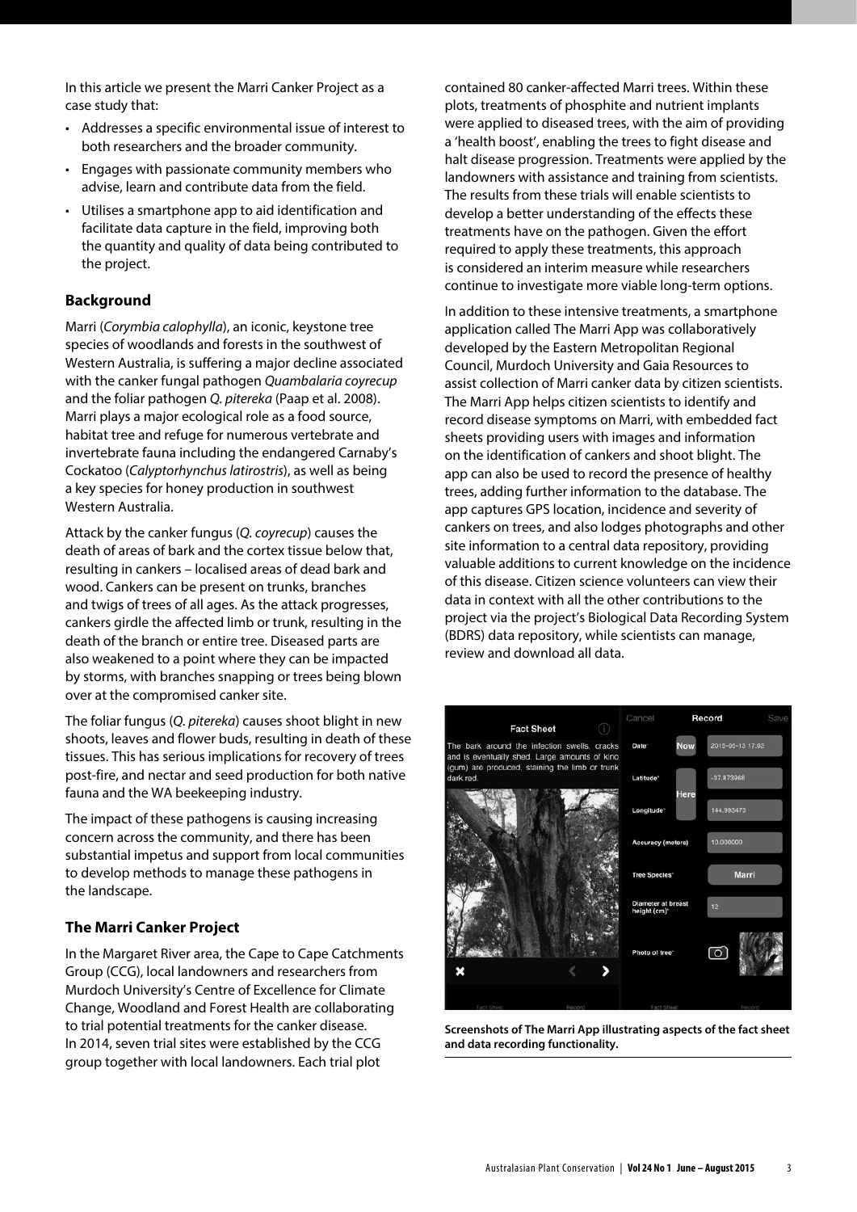In this article we present the Marri Canker Project as a case study that:

- Addresses a specific environmental issue of interest to both researchers and the broader community.
- Engages with passionate community members who advise, learn and contribute data from the field.
- Utilises a smartphone app to aid identification and facilitate data capture in the field, improving both the quantity and quality of data being contributed to the project.

### Background

Marri (*Corymbia calophylla*), an iconic, keystone tree species of woodlands and forests in the southwest of Western Australia, is suffering a major decline associated with the canker fungal pathogen *Quambalaria coyrecup* and the foliar pathogen *Q. pitereka* (Paap et al. 2008). Marri plays a major ecological role as a food source, habitat tree and refuge for numerous vertebrate and invertebrate fauna including the endangered Carnaby's Cockatoo (*Calyptorhynchus latirostris*), as well as being a key species for honey production in southwest Western Australia.

Attack by the canker fungus (*Q. coyrecup*) causes the death of areas of bark and the cortex tissue below that, resulting in cankers – localised areas of dead bark and wood. Cankers can be present on trunks, branches and twigs of trees of all ages. As the attack progresses, cankers girdle the affected limb or trunk, resulting in the death of the branch or entire tree. Diseased parts are also weakened to a point where they can be impacted by storms, with branches snapping or trees being blown over at the compromised canker site.

The foliar fungus (*Q. pitereka*) causes shoot blight in new shoots, leaves and flower buds, resulting in death of these tissues. This has serious implications for recovery of trees post-fire, and nectar and seed production for both native fauna and the WA beekeeping industry.

The impact of these pathogens is causing increasing concern across the community, and there has been substantial impetus and support from local communities to develop methods to manage these pathogens in the landscape.

### The Marri Canker Project

In the Margaret River area, the Cape to Cape Catchments Group (CCG), local landowners and researchers from Murdoch University's Centre of Excellence for Climate Change, Woodland and Forest Health are collaborating to trial potential treatments for the canker disease. In 2014, seven trial sites were established by the CCG group together with local landowners. Each trial plot contained 80 canker-affected Marri trees. Within these plots, treatments of phosphite and nutrient implants were applied to diseased trees, with the aim of providing a 'health boost', enabling the trees to fight disease and halt disease progression. Treatments were applied by the landowners with assistance and training from scientists. The results from these trials will enable scientists to develop a better understanding of the effects these treatments have on the pathogen. Given the effort required to apply these treatments, this approach is considered an interim measure while researchers continue to investigate more viable long-term options.

In addition to these intensive treatments, a smartphone application called The Marri App was collaboratively developed by the Eastern Metropolitan Regional Council, Murdoch University and Gaia Resources to assist collection of Marri canker data by citizen scientists. The Marri App helps citizen scientists to identify and record disease symptoms on Marri, with embedded fact sheets providing users with images and information on the identification of cankers and shoot blight. The app can also be used to record the presence of healthy trees, adding further information to the database. The app captures GPS location, incidence and severity of cankers on trees, and also lodges photographs and other site information to a central data repository, providing valuable additions to current knowledge on the incidence of this disease. Citizen science volunteers can view their data in context with all the other contributions to the project via the project's Biological Data Recording System (BDRS) data repository, while scientists can manage, review and download all data.

**Screenshots of The Marri App illustrating aspects of the fact sheet and data recording functionality.**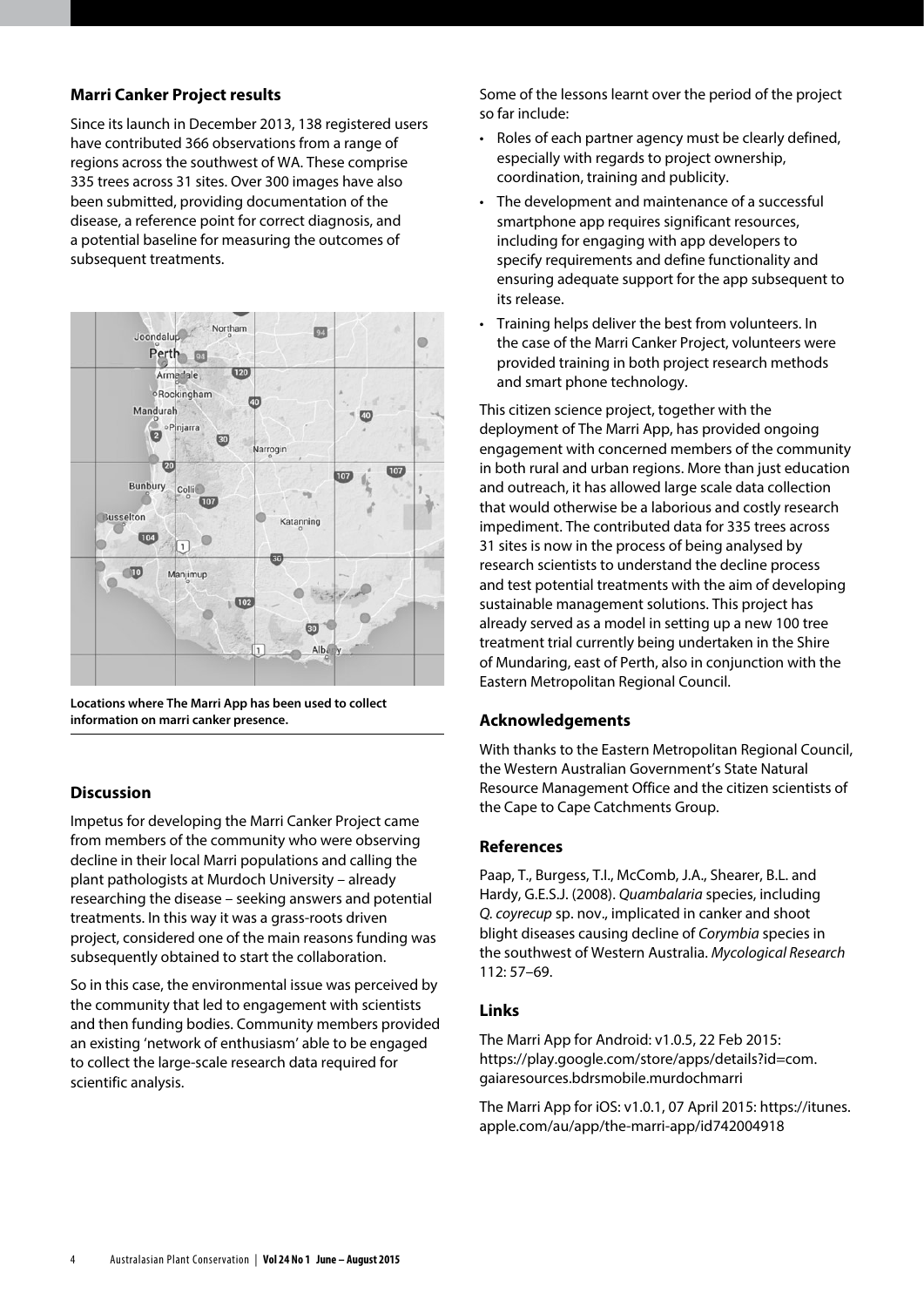## Marri Canker Project results

Since its launch in December 2013, 138 registered users have contributed 366 observations from a range of regions across the southwest of WA. These comprise 335 trees across 31 sites. Over 300 images have also been submitted, providing documentation of the disease, a reference point for correct diagnosis, and a potential baseline for measuring the outcomes of subsequent treatments.

Joondalup
Northam
Perth
Armadale
Rockingham
Mandurah
Pinjarra
Narrogin
Bunbury
Collie
Busselton
Katanning
Manjimup
Albany

Locations where The Marri App has been used to collect information on marri canker presence.

## Discussion

Impetus for developing the Marri Canker Project came from members of the community who were observing decline in their local Marri populations and calling the plant pathologists at Murdoch University – already researching the disease – seeking answers and potential treatments. In this way it was a grass-roots driven project, considered one of the main reasons funding was subsequently obtained to start the collaboration.

So in this case, the environmental issue was perceived by the community that led to engagement with scientists and then funding bodies. Community members provided an existing 'network of enthusiasm' able to be engaged to collect the large-scale research data required for scientific analysis.

Some of the lessons learnt over the period of the project so far include:

- Roles of each partner agency must be clearly defined, especially with regards to project ownership, coordination, training and publicity.
- The development and maintenance of a successful smartphone app requires significant resources, including for engaging with app developers to specify requirements and define functionality and ensuring adequate support for the app subsequent to its release.
- Training helps deliver the best from volunteers. In the case of the Marri Canker Project, volunteers were provided training in both project research methods and smart phone technology.

This citizen science project, together with the deployment of The Marri App, has provided ongoing engagement with concerned members of the community in both rural and urban regions. More than just education and outreach, it has allowed large scale data collection that would otherwise be a laborious and costly research impediment. The contributed data for 335 trees across 31 sites is now in the process of being analysed by research scientists to understand the decline process and test potential treatments with the aim of developing sustainable management solutions. This project has already served as a model in setting up a new 100 tree treatment trial currently being undertaken in the Shire of Mundaring, east of Perth, also in conjunction with the Eastern Metropolitan Regional Council.

## Acknowledgements

With thanks to the Eastern Metropolitan Regional Council, the Western Australian Government's State Natural Resource Management Office and the citizen scientists of the Cape to Cape Catchments Group.

## References

Paap, T., Burgess, T.I., McComb, J.A., Shearer, B.L. and Hardy, G.E.S.J. (2008). *Quambalaria* species, including *Q. coyrecup* sp. nov., implicated in canker and shoot blight diseases causing decline of *Corymbia* species in the southwest of Western Australia. *Mycological Research* 112: 57–69.

## Links

The Marri App for Android: v1.0.5, 22 Feb 2015: https://play.google.com/store/apps/details?id=com.gaiaresources.bdrsmobile.murdochmarri

The Marri App for iOS: v1.0.1, 07 April 2015: https://itunes.apple.com/au/app/the-marri-app/id742004918